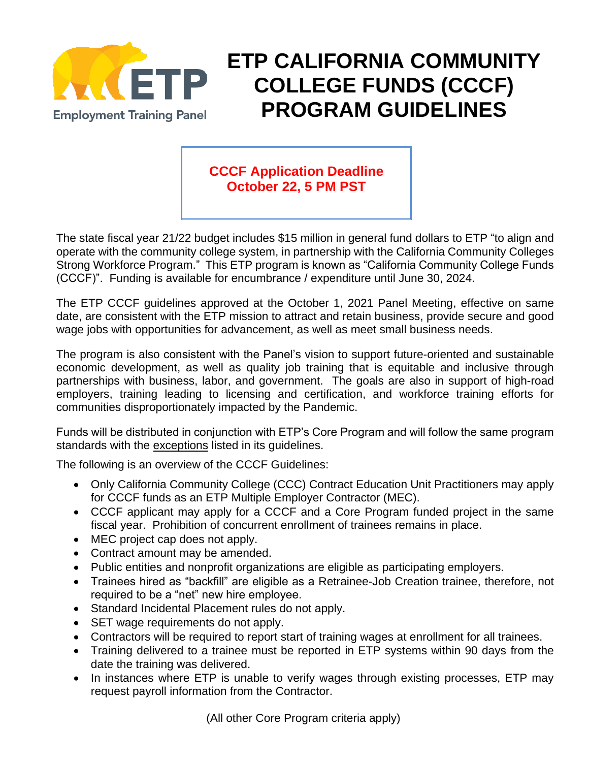ETP

Employment Training Panel

# ETP CALIFORNIA COMMUNITY COLLEGE FUNDS (CCCF) PROGRAM GUIDELINES

**CCCF Application Deadline**
**October 22, 5 PM PST**

The state fiscal year 21/22 budget includes $15 million in general fund dollars to ETP "to align and operate with the community college system, in partnership with the California Community Colleges Strong Workforce Program." This ETP program is known as "California Community College Funds (CCCF)". Funding is available for encumbrance / expenditure until June 30, 2024.

The ETP CCCF guidelines approved at the October 1, 2021 Panel Meeting, effective on same date, are consistent with the ETP mission to attract and retain business, provide secure and good wage jobs with opportunities for advancement, as well as meet small business needs.

The program is also consistent with the Panel's vision to support future-oriented and sustainable economic development, as well as quality job training that is equitable and inclusive through partnerships with business, labor, and government. The goals are also in support of high-road employers, training leading to licensing and certification, and workforce training efforts for communities disproportionately impacted by the Pandemic.

Funds will be distributed in conjunction with ETP's Core Program and will follow the same program standards with the exceptions listed in its guidelines.

The following is an overview of the CCCF Guidelines:

- Only California Community College (CCC) Contract Education Unit Practitioners may apply for CCCF funds as an ETP Multiple Employer Contractor (MEC).
- CCCF applicant may apply for a CCCF and a Core Program funded project in the same fiscal year. Prohibition of concurrent enrollment of trainees remains in place.
- MEC project cap does not apply.
- Contract amount may be amended.
- Public entities and nonprofit organizations are eligible as participating employers.
- Trainees hired as "backfill" are eligible as a Retrainee-Job Creation trainee, therefore, not required to be a "net" new hire employee.
- Standard Incidental Placement rules do not apply.
- SET wage requirements do not apply.
- Contractors will be required to report start of training wages at enrollment for all trainees.
- Training delivered to a trainee must be reported in ETP systems within 90 days from the date the training was delivered.
- In instances where ETP is unable to verify wages through existing processes, ETP may request payroll information from the Contractor.

(All other Core Program criteria apply)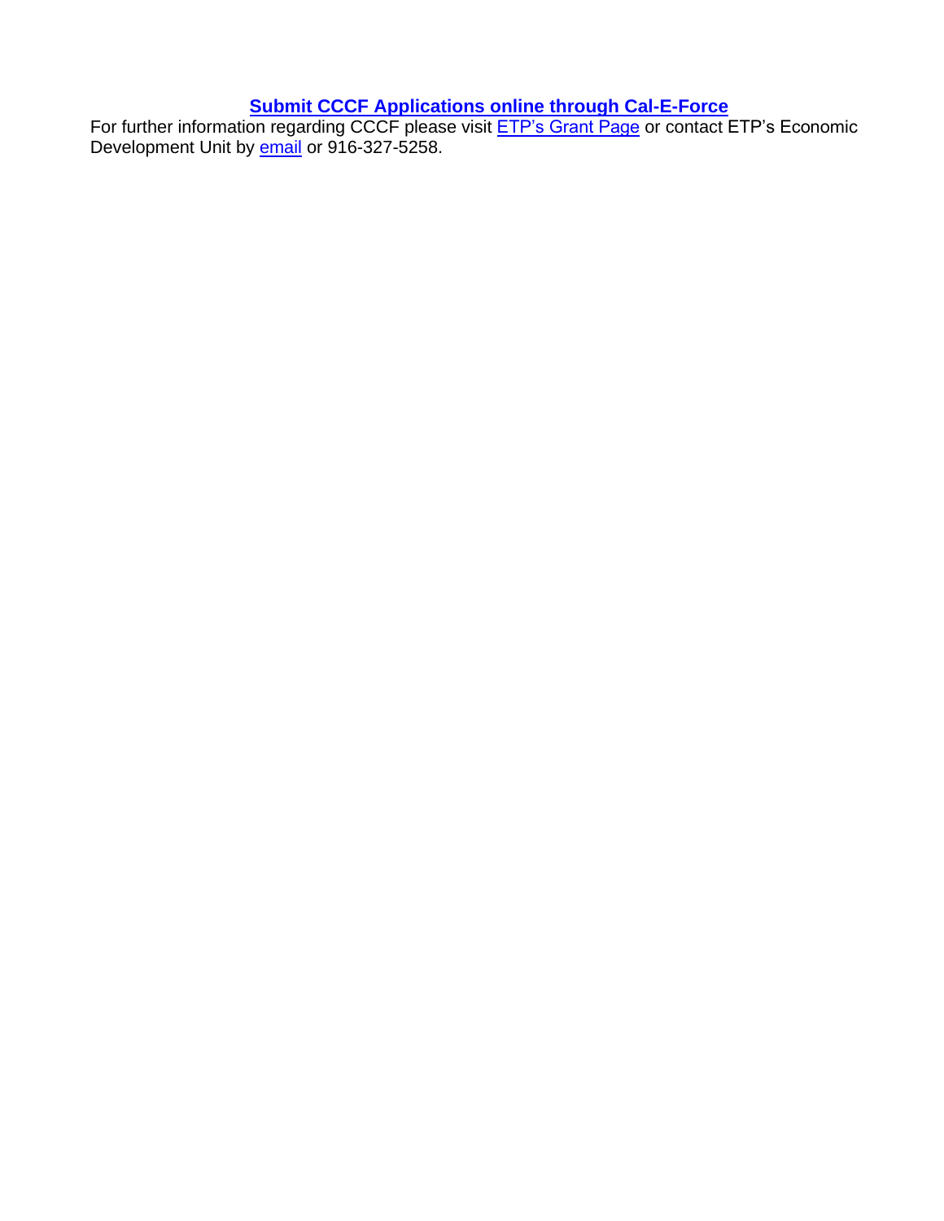**Submit CCCF Applications online through Cal-E-Force**

For further information regarding CCCF please visit ETP's Grant Page or contact ETP's Economic Development Unit by email or 916-327-5258.